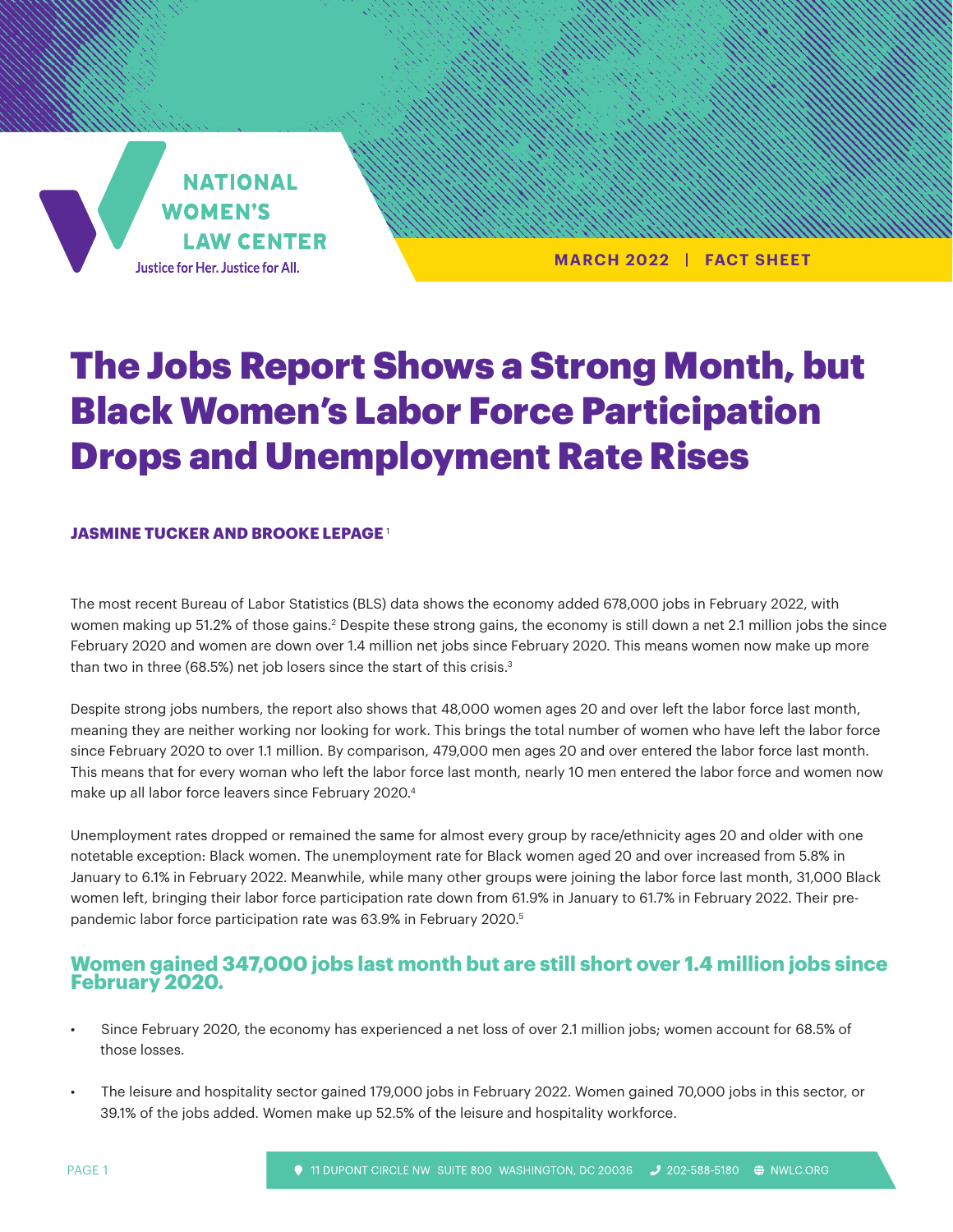NATIONAL WOMEN'S LAW CENTER

Justice for Her. Justice for All.

MARCH 2022 | FACT SHEET

# The Jobs Report Shows a Strong Month, but Black Women's Labor Force Participation Drops and Unemployment Rate Rises

**JASMINE TUCKER AND BROOKE LEPAGE** [1]

The most recent Bureau of Labor Statistics (BLS) data shows the economy added 678,000 jobs in February 2022, with women making up 51.2% of those gains.[2] Despite these strong gains, the economy is still down a net 2.1 million jobs the since February 2020 and women are down over 1.4 million net jobs since February 2020. This means women now make up more than two in three (68.5%) net job losers since the start of this crisis.[3]

Despite strong jobs numbers, the report also shows that 48,000 women ages 20 and over left the labor force last month, meaning they are neither working nor looking for work. This brings the total number of women who have left the labor force since February 2020 to over 1.1 million. By comparison, 479,000 men ages 20 and over entered the labor force last month. This means that for every woman who left the labor force last month, nearly 10 men entered the labor force and women now make up all labor force leavers since February 2020.[4]

Unemployment rates dropped or remained the same for almost every group by race/ethnicity ages 20 and older with one notetable exception: Black women. The unemployment rate for Black women aged 20 and over increased from 5.8% in January to 6.1% in February 2022. Meanwhile, while many other groups were joining the labor force last month, 31,000 Black women left, bringing their labor force participation rate down from 61.9% in January to 61.7% in February 2022. Their pre-pandemic labor force participation rate was 63.9% in February 2020.[5]

## Women gained 347,000 jobs last month but are still short over 1.4 million jobs since February 2020.

- Since February 2020, the economy has experienced a net loss of over 2.1 million jobs; women account for 68.5% of those losses.
- The leisure and hospitality sector gained 179,000 jobs in February 2022. Women gained 70,000 jobs in this sector, or 39.1% of the jobs added. Women make up 52.5% of the leisure and hospitality workforce.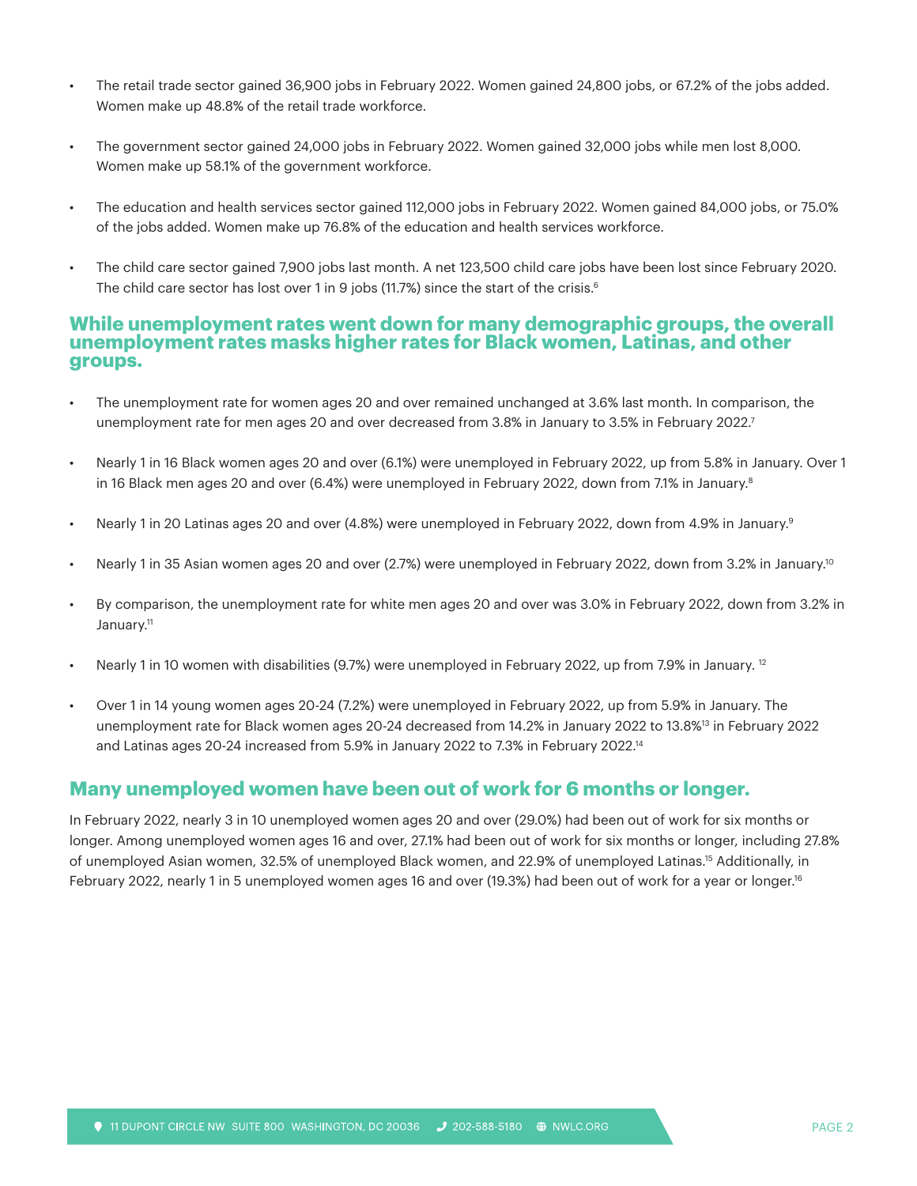- The retail trade sector gained 36,900 jobs in February 2022. Women gained 24,800 jobs, or 67.2% of the jobs added. Women make up 48.8% of the retail trade workforce.

- The government sector gained 24,000 jobs in February 2022. Women gained 32,000 jobs while men lost 8,000. Women make up 58.1% of the government workforce.

- The education and health services sector gained 112,000 jobs in February 2022. Women gained 84,000 jobs, or 75.0% of the jobs added. Women make up 76.8% of the education and health services workforce.

- The child care sector gained 7,900 jobs last month. A net 123,500 child care jobs have been lost since February 2020. The child care sector has lost over 1 in 9 jobs (11.7%) since the start of the crisis.[6]

## While unemployment rates went down for many demographic groups, the overall unemployment rates masks higher rates for Black women, Latinas, and other groups.

- The unemployment rate for women ages 20 and over remained unchanged at 3.6% last month. In comparison, the unemployment rate for men ages 20 and over decreased from 3.8% in January to 3.5% in February 2022.[7]

- Nearly 1 in 16 Black women ages 20 and over (6.1%) were unemployed in February 2022, up from 5.8% in January. Over 1 in 16 Black men ages 20 and over (6.4%) were unemployed in February 2022, down from 7.1% in January.[8]

- Nearly 1 in 20 Latinas ages 20 and over (4.8%) were unemployed in February 2022, down from 4.9% in January.[9]

- Nearly 1 in 35 Asian women ages 20 and over (2.7%) were unemployed in February 2022, down from 3.2% in January.[10]

- By comparison, the unemployment rate for white men ages 20 and over was 3.0% in February 2022, down from 3.2% in January.[11]

- Nearly 1 in 10 women with disabilities (9.7%) were unemployed in February 2022, up from 7.9% in January.[12]

- Over 1 in 14 young women ages 20-24 (7.2%) were unemployed in February 2022, up from 5.9% in January. The unemployment rate for Black women ages 20-24 decreased from 14.2% in January 2022 to 13.8%[13] in February 2022 and Latinas ages 20-24 increased from 5.9% in January 2022 to 7.3% in February 2022.[14]

## Many unemployed women have been out of work for 6 months or longer.

In February 2022, nearly 3 in 10 unemployed women ages 20 and over (29.0%) had been out of work for six months or longer. Among unemployed women ages 16 and over, 27.1% had been out of work for six months or longer, including 27.8% of unemployed Asian women, 32.5% of unemployed Black women, and 22.9% of unemployed Latinas.[15] Additionally, in February 2022, nearly 1 in 5 unemployed women ages 16 and over (19.3%) had been out of work for a year or longer.[16]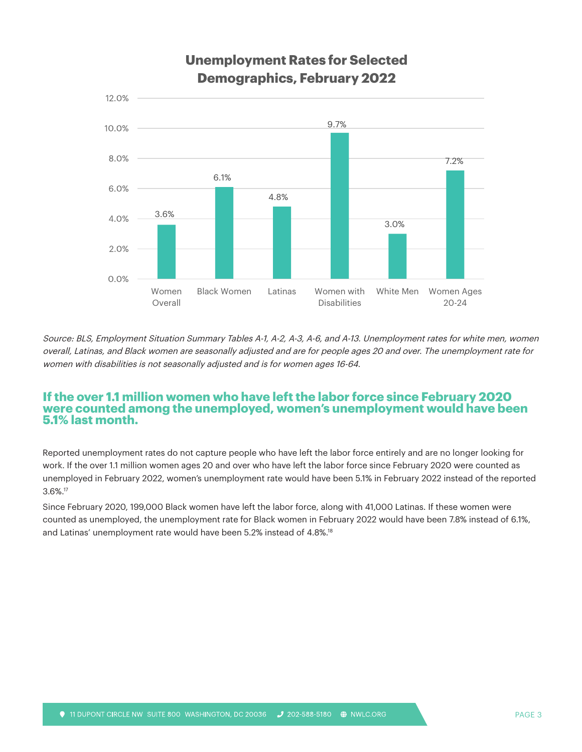**Unemployment Rates for Selected Demographics, February 2022**

| Demographic | Unemployment Rate |
| --- | --- |
| Women Overall | 3.6% |
| Black Women | 6.1% |
| Latinas | 4.8% |
| Women with Disabilities | 9.7% |
| White Men | 3.0% |
| Women Ages 20-24 | 7.2% |

*Source: BLS, Employment Situation Summary Tables A-1, A-2, A-3, A-6, and A-13. Unemployment rates for white men, women overall, Latinas, and Black women are seasonally adjusted and are for people ages 20 and over. The unemployment rate for women with disabilities is not seasonally adjusted and is for women ages 16-64.*

## If the over 1.1 million women who have left the labor force since February 2020 were counted among the unemployed, women's unemployment would have been 5.1% last month.

Reported unemployment rates do not capture people who have left the labor force entirely and are no longer looking for work. If the over 1.1 million women ages 20 and over who have left the labor force since February 2020 were counted as unemployed in February 2022, women's unemployment rate would have been 5.1% in February 2022 instead of the reported 3.6%.[17]

Since February 2020, 199,000 Black women have left the labor force, along with 41,000 Latinas. If these women were counted as unemployed, the unemployment rate for Black women in February 2022 would have been 7.8% instead of 6.1%, and Latinas' unemployment rate would have been 5.2% instead of 4.8%.[18]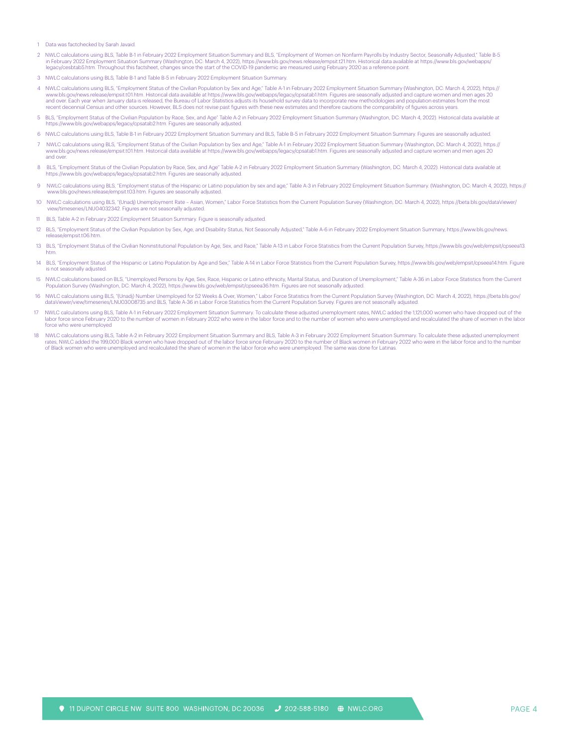1. Data was factchecked by Sarah Javaid.
2. NWLC calculations using BLS, Table B-1 in February 2022 Employment Situation Summary and BLS, "Employment of Women on Nonfarm Payrolls by Industry Sector, Seasonally Adjusted," Table B-5 in February 2022 Employment Situation Summary (Washington, DC: March 4, 2022), https://www.bls.gov/news.release/empsit.t21.htm. Historical data available at https://www.bls.gov/webapps/legacy/cesbtab5.htm. Throughout this factsheet, changes since the start of the COVID-19 pandemic are measured using February 2020 as a reference point.
3. NWLC calculations using BLS, Table B-1 and Table B-5 in February 2022 Employment Situation Summary.
4. NWLC calculations using BLS, "Employment Status of the Civilian Population by Sex and Age," Table A-1 in February 2022 Employment Situation Summary (Washington, DC: March 4, 2022), https://www.bls.gov/news.release/empsit.t01.htm. Historical data available at https://www.bls.gov/webapps/legacy/cpsatab1.htm. Figures are seasonally adjusted and capture women and men ages 20 and over. Each year when January data is released, the Bureau of Labor Statistics adjusts its household survey data to incorporate new methodologies and population estimates from the most recent decennial Census and other sources. However, BLS does not revise past figures with these new estimates and therefore cautions the comparability of figures across years.
5. BLS, "Employment Status of the Civilian Population by Race, Sex, and Age" Table A-2 in February 2022 Employment Situation Summary (Washington, DC: March 4, 2022). Historical data available at https://www.bls.gov/webapps/legacy/cpsatab2.htm. Figures are seasonally adjusted.
6. NWLC calculations using BLS, Table B-1 in February 2022 Employment Situation Summary and BLS, Table B-5 in February 2022 Employment Situation Summary. Figures are seasonally adjusted.
7. NWLC calculations using BLS, "Employment Status of the Civilian Population by Sex and Age," Table A-1 in February 2022 Employment Situation Summary (Washington, DC: March 4, 2022), https://www.bls.gov/news.release/empsit.t01.htm. Historical data available at https://www.bls.gov/webapps/legacy/cpsatab1.htm. Figures are seasonally adjusted and capture women and men ages 20 and over.
8. BLS, "Employment Status of the Civilian Population by Race, Sex, and Age" Table A-2 in February 2022 Employment Situation Summary (Washington, DC: March 4, 2022). Historical data available at https://www.bls.gov/webapps/legacy/cpsatab2.htm. Figures are seasonally adjusted.
9. NWLC calculations using BLS, "Employment status of the Hispanic or Latino population by sex and age," Table A-3 in February 2022 Employment Situation Summary. (Washington, DC: March 4, 2022), https://www.bls.gov/news.release/empsit.t03.htm. Figures are seasonally adjusted.
10. NWLC calculations using BLS, "(Unadj) Unemployment Rate – Asian, Women," Labor Force Statistics from the Current Population Survey (Washington, DC: March 4, 2022), https://beta.bls.gov/dataViewer/view/timeseries/LNU04032342. Figures are not seasonally adjusted.
11. BLS, Table A-2 in February 2022 Employment Situation Summary. Figure is seasonally adjusted.
12. BLS, "Employment Status of the Civilian Population by Sex, Age, and Disability Status, Not Seasonally Adjusted," Table A-6 in February 2022 Employment Situation Summary, https://www.bls.gov/news.release/empsit.t06.htm.
13. BLS, "Employment Status of the Civilian Noninstitutional Population by Age, Sex, and Race," Table A-13 in Labor Force Statistics from the Current Population Survey, https://www.bls.gov/web/empsit/cpseea13.htm.
14. BLS, "Employment Status of the Hispanic or Latino Population by Age and Sex," Table A-14 in Labor Force Statistics from the Current Population Survey, https://www.bls.gov/web/empsit/cpseea14.htm. Figure is not seasonally adjusted.
15. NWLC calculations based on BLS, "Unemployed Persons by Age, Sex, Race, Hispanic or Latino ethnicity, Marital Status, and Duration of Unemployment," Table A-36 in Labor Force Statistics from the Current Population Survey (Washington, DC: March 4, 2022), https://www.bls.gov/web/empsit/cpseea36.htm. Figures are not seasonally adjusted.
16. NWLC calculations using BLS, "(Unadj) Number Unemployed for 52 Weeks & Over, Women," Labor Force Statistics from the Current Population Survey (Washington, DC: March 4, 2022), https://beta.bls.gov/dataViewer/view/timeseries/LNU03008735 and BLS, Table A-36 in Labor Force Statistics from the Current Population Survey. Figures are not seasonally adjusted.
17. NWLC calculations using BLS, Table A-1 in February 2022 Employment Situation Summary. To calculate these adjusted unemployment rates, NWLC added the 1,121,000 women who have dropped out of the labor force since February 2020 to the number of women in February 2022 who were in the labor force and to the number of women who were unemployed and recalculated the share of women in the labor force who were unemployed
18. NWLC calculations using BLS, Table A-2 in February 2022 Employment Situation Summary and BLS, Table A-3 in February 2022 Employment Situation Summary. To calculate these adjusted unemployment rates, NWLC added the 199,000 Black women who have dropped out of the labor force since February 2020 to the number of Black women in February 2022 who were in the labor force and to the number of Black women who were unemployed and recalculated the share of women in the labor force who were unemployed. The same was done for Latinas.

11 DUPONT CIRCLE NW SUITE 800 WASHINGTON, DC 20036 202-588-5180 NWLC.ORG